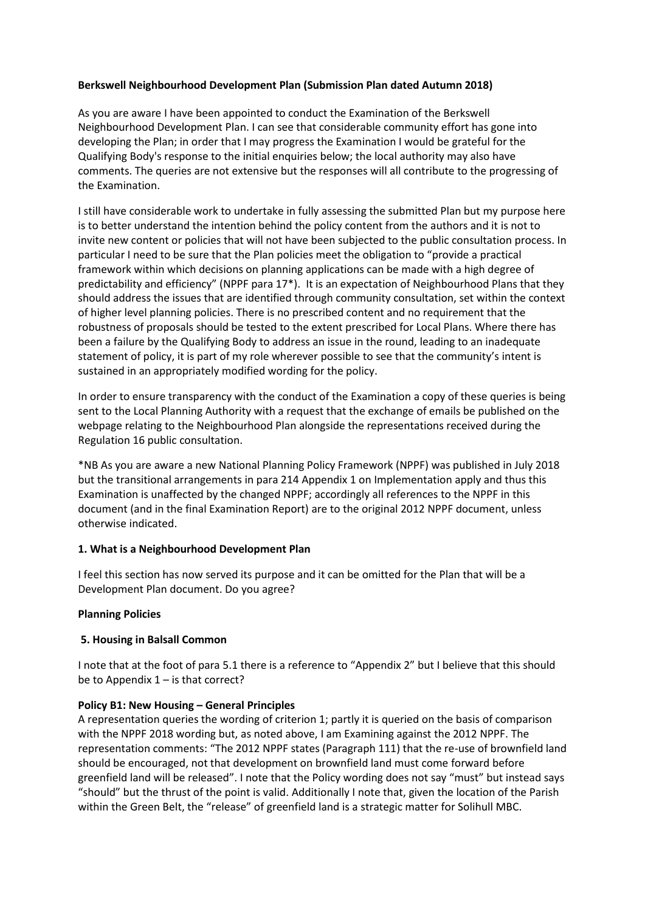**Berkswell Neighbourhood Development Plan (Submission Plan dated Autumn 2018)**

As you are aware I have been appointed to conduct the Examination of the Berkswell Neighbourhood Development Plan. I can see that considerable community effort has gone into developing the Plan; in order that I may progress the Examination I would be grateful for the Qualifying Body's response to the initial enquiries below; the local authority may also have comments. The queries are not extensive but the responses will all contribute to the progressing of the Examination.

I still have considerable work to undertake in fully assessing the submitted Plan but my purpose here is to better understand the intention behind the policy content from the authors and it is not to invite new content or policies that will not have been subjected to the public consultation process. In particular I need to be sure that the Plan policies meet the obligation to "provide a practical framework within which decisions on planning applications can be made with a high degree of predictability and efficiency" (NPPF para 17*). It is an expectation of Neighbourhood Plans that they should address the issues that are identified through community consultation, set within the context of higher level planning policies. There is no prescribed content and no requirement that the robustness of proposals should be tested to the extent prescribed for Local Plans. Where there has been a failure by the Qualifying Body to address an issue in the round, leading to an inadequate statement of policy, it is part of my role wherever possible to see that the community's intent is sustained in an appropriately modified wording for the policy.

In order to ensure transparency with the conduct of the Examination a copy of these queries is being sent to the Local Planning Authority with a request that the exchange of emails be published on the webpage relating to the Neighbourhood Plan alongside the representations received during the Regulation 16 public consultation.

*NB As you are aware a new National Planning Policy Framework (NPPF) was published in July 2018 but the transitional arrangements in para 214 Appendix 1 on Implementation apply and thus this Examination is unaffected by the changed NPPF; accordingly all references to the NPPF in this document (and in the final Examination Report) are to the original 2012 NPPF document, unless otherwise indicated.

**1. What is a Neighbourhood Development Plan**

I feel this section has now served its purpose and it can be omitted for the Plan that will be a Development Plan document. Do you agree?

**Planning Policies**

**5. Housing in Balsall Common**

I note that at the foot of para 5.1 there is a reference to "Appendix 2" but I believe that this should be to Appendix 1 – is that correct?

**Policy B1: New Housing – General Principles**

A representation queries the wording of criterion 1; partly it is queried on the basis of comparison with the NPPF 2018 wording but, as noted above, I am Examining against the 2012 NPPF. The representation comments: "The 2012 NPPF states (Paragraph 111) that the re-use of brownfield land should be encouraged, not that development on brownfield land must come forward before greenfield land will be released". I note that the Policy wording does not say "must" but instead says "should" but the thrust of the point is valid. Additionally I note that, given the location of the Parish within the Green Belt, the "release" of greenfield land is a strategic matter for Solihull MBC.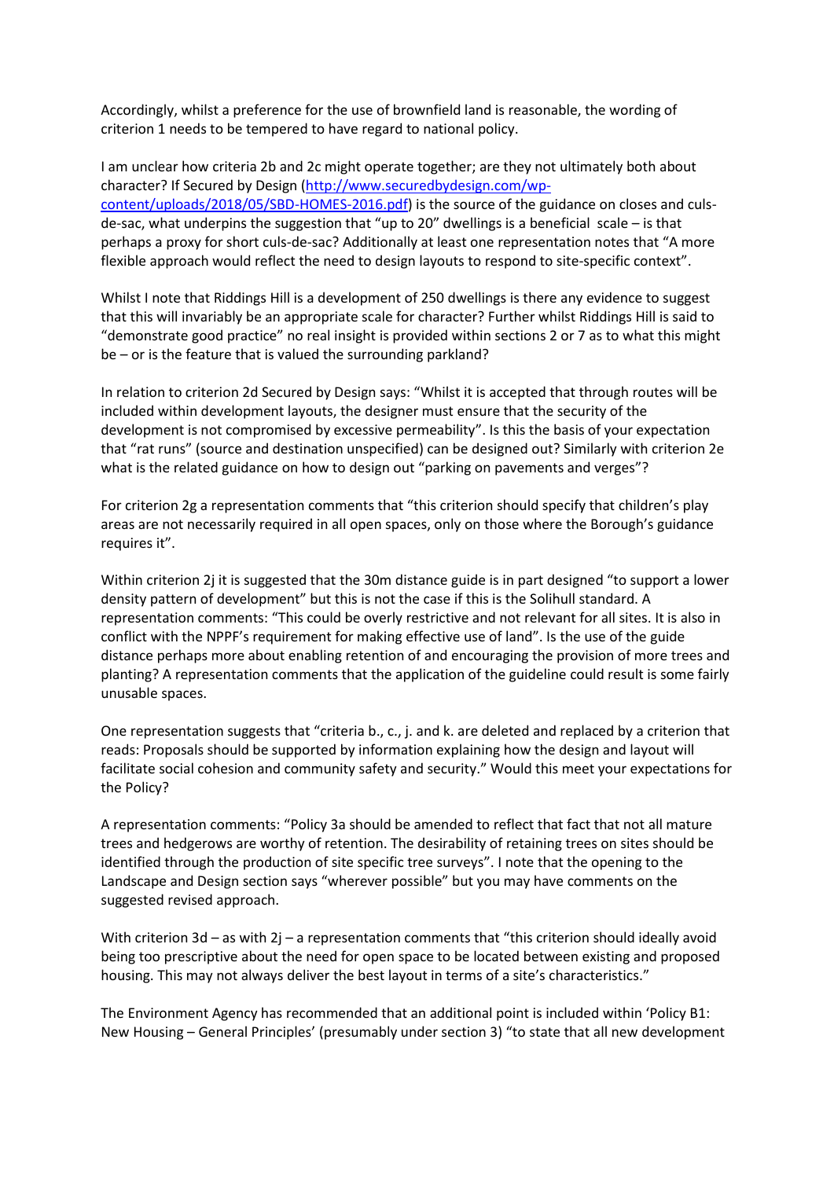Accordingly, whilst a preference for the use of brownfield land is reasonable, the wording of criterion 1 needs to be tempered to have regard to national policy.

I am unclear how criteria 2b and 2c might operate together; are they not ultimately both about character? If Secured by Design (http://www.securedbydesign.com/wp-content/uploads/2018/05/SBD-HOMES-2016.pdf) is the source of the guidance on closes and culs-de-sac, what underpins the suggestion that "up to 20" dwellings is a beneficial scale – is that perhaps a proxy for short culs-de-sac? Additionally at least one representation notes that "A more flexible approach would reflect the need to design layouts to respond to site-specific context".

Whilst I note that Riddings Hill is a development of 250 dwellings is there any evidence to suggest that this will invariably be an appropriate scale for character? Further whilst Riddings Hill is said to "demonstrate good practice" no real insight is provided within sections 2 or 7 as to what this might be – or is the feature that is valued the surrounding parkland?

In relation to criterion 2d Secured by Design says: "Whilst it is accepted that through routes will be included within development layouts, the designer must ensure that the security of the development is not compromised by excessive permeability". Is this the basis of your expectation that "rat runs" (source and destination unspecified) can be designed out? Similarly with criterion 2e what is the related guidance on how to design out "parking on pavements and verges"?

For criterion 2g a representation comments that "this criterion should specify that children's play areas are not necessarily required in all open spaces, only on those where the Borough's guidance requires it".

Within criterion 2j it is suggested that the 30m distance guide is in part designed "to support a lower density pattern of development" but this is not the case if this is the Solihull standard. A representation comments: "This could be overly restrictive and not relevant for all sites. It is also in conflict with the NPPF's requirement for making effective use of land". Is the use of the guide distance perhaps more about enabling retention of and encouraging the provision of more trees and planting? A representation comments that the application of the guideline could result is some fairly unusable spaces.

One representation suggests that "criteria b., c., j. and k. are deleted and replaced by a criterion that reads: Proposals should be supported by information explaining how the design and layout will facilitate social cohesion and community safety and security." Would this meet your expectations for the Policy?

A representation comments: "Policy 3a should be amended to reflect that fact that not all mature trees and hedgerows are worthy of retention. The desirability of retaining trees on sites should be identified through the production of site specific tree surveys". I note that the opening to the Landscape and Design section says "wherever possible" but you may have comments on the suggested revised approach.

With criterion 3d – as with 2j – a representation comments that "this criterion should ideally avoid being too prescriptive about the need for open space to be located between existing and proposed housing. This may not always deliver the best layout in terms of a site's characteristics."

The Environment Agency has recommended that an additional point is included within 'Policy B1: New Housing – General Principles' (presumably under section 3) "to state that all new development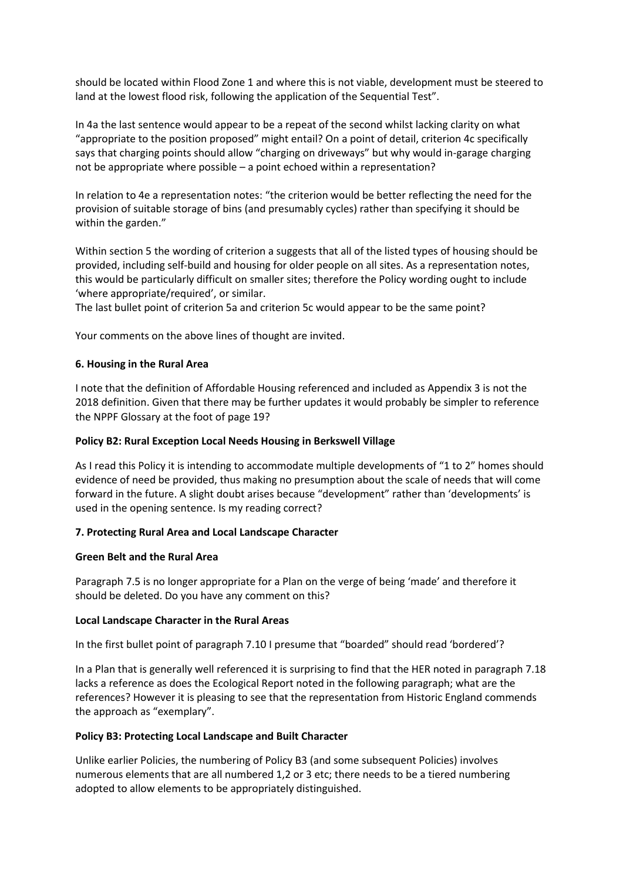should be located within Flood Zone 1 and where this is not viable, development must be steered to land at the lowest flood risk, following the application of the Sequential Test".

In 4a the last sentence would appear to be a repeat of the second whilst lacking clarity on what "appropriate to the position proposed" might entail? On a point of detail, criterion 4c specifically says that charging points should allow "charging on driveways" but why would in-garage charging not be appropriate where possible – a point echoed within a representation?

In relation to 4e a representation notes: "the criterion would be better reflecting the need for the provision of suitable storage of bins (and presumably cycles) rather than specifying it should be within the garden."

Within section 5 the wording of criterion a suggests that all of the listed types of housing should be provided, including self-build and housing for older people on all sites. As a representation notes, this would be particularly difficult on smaller sites; therefore the Policy wording ought to include 'where appropriate/required', or similar.
The last bullet point of criterion 5a and criterion 5c would appear to be the same point?

Your comments on the above lines of thought are invited.

### 6. Housing in the Rural Area

I note that the definition of Affordable Housing referenced and included as Appendix 3 is not the 2018 definition. Given that there may be further updates it would probably be simpler to reference the NPPF Glossary at the foot of page 19?

#### Policy B2: Rural Exception Local Needs Housing in Berkswell Village

As I read this Policy it is intending to accommodate multiple developments of "1 to 2" homes should evidence of need be provided, thus making no presumption about the scale of needs that will come forward in the future. A slight doubt arises because "development" rather than 'developments' is used in the opening sentence. Is my reading correct?

### 7. Protecting Rural Area and Local Landscape Character

#### Green Belt and the Rural Area

Paragraph 7.5 is no longer appropriate for a Plan on the verge of being 'made' and therefore it should be deleted. Do you have any comment on this?

#### Local Landscape Character in the Rural Areas

In the first bullet point of paragraph 7.10 I presume that "boarded" should read 'bordered'?

In a Plan that is generally well referenced it is surprising to find that the HER noted in paragraph 7.18 lacks a reference as does the Ecological Report noted in the following paragraph; what are the references? However it is pleasing to see that the representation from Historic England commends the approach as "exemplary".

#### Policy B3: Protecting Local Landscape and Built Character

Unlike earlier Policies, the numbering of Policy B3 (and some subsequent Policies) involves numerous elements that are all numbered 1,2 or 3 etc; there needs to be a tiered numbering adopted to allow elements to be appropriately distinguished.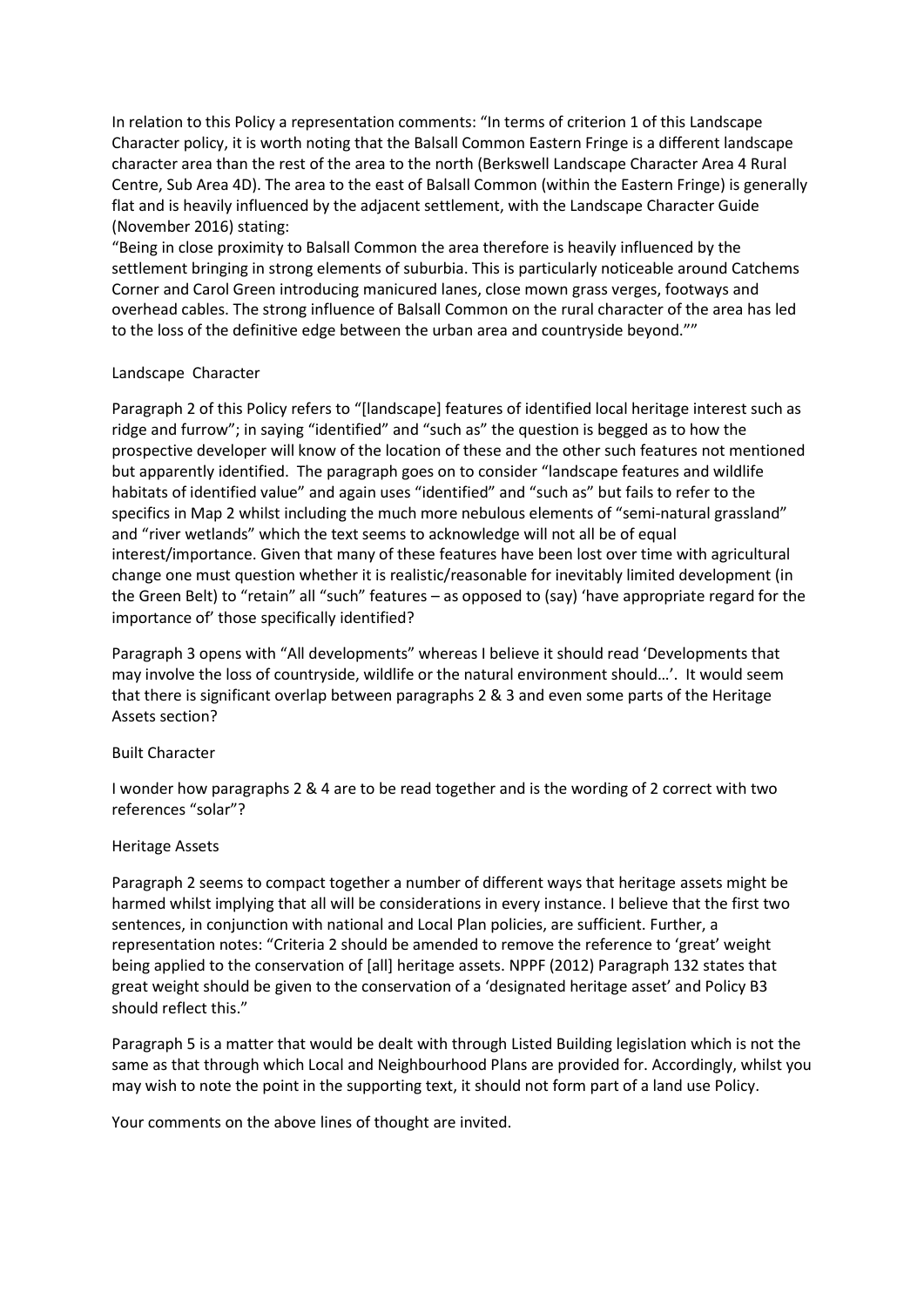In relation to this Policy a representation comments: "In terms of criterion 1 of this Landscape Character policy, it is worth noting that the Balsall Common Eastern Fringe is a different landscape character area than the rest of the area to the north (Berkswell Landscape Character Area 4 Rural Centre, Sub Area 4D). The area to the east of Balsall Common (within the Eastern Fringe) is generally flat and is heavily influenced by the adjacent settlement, with the Landscape Character Guide (November 2016) stating:

"Being in close proximity to Balsall Common the area therefore is heavily influenced by the settlement bringing in strong elements of suburbia. This is particularly noticeable around Catchems Corner and Carol Green introducing manicured lanes, close mown grass verges, footways and overhead cables. The strong influence of Balsall Common on the rural character of the area has led to the loss of the definitive edge between the urban area and countryside beyond.""

Landscape Character

Paragraph 2 of this Policy refers to "[landscape] features of identified local heritage interest such as ridge and furrow"; in saying "identified" and "such as" the question is begged as to how the prospective developer will know of the location of these and the other such features not mentioned but apparently identified. The paragraph goes on to consider "landscape features and wildlife habitats of identified value" and again uses "identified" and "such as" but fails to refer to the specifics in Map 2 whilst including the much more nebulous elements of "semi-natural grassland" and "river wetlands" which the text seems to acknowledge will not all be of equal interest/importance. Given that many of these features have been lost over time with agricultural change one must question whether it is realistic/reasonable for inevitably limited development (in the Green Belt) to "retain" all "such" features – as opposed to (say) 'have appropriate regard for the importance of' those specifically identified?

Paragraph 3 opens with "All developments" whereas I believe it should read 'Developments that may involve the loss of countryside, wildlife or the natural environment should…'. It would seem that there is significant overlap between paragraphs 2 & 3 and even some parts of the Heritage Assets section?

Built Character

I wonder how paragraphs 2 & 4 are to be read together and is the wording of 2 correct with two references "solar"?

Heritage Assets

Paragraph 2 seems to compact together a number of different ways that heritage assets might be harmed whilst implying that all will be considerations in every instance. I believe that the first two sentences, in conjunction with national and Local Plan policies, are sufficient. Further, a representation notes: "Criteria 2 should be amended to remove the reference to 'great' weight being applied to the conservation of [all] heritage assets. NPPF (2012) Paragraph 132 states that great weight should be given to the conservation of a 'designated heritage asset' and Policy B3 should reflect this."

Paragraph 5 is a matter that would be dealt with through Listed Building legislation which is not the same as that through which Local and Neighbourhood Plans are provided for. Accordingly, whilst you may wish to note the point in the supporting text, it should not form part of a land use Policy.

Your comments on the above lines of thought are invited.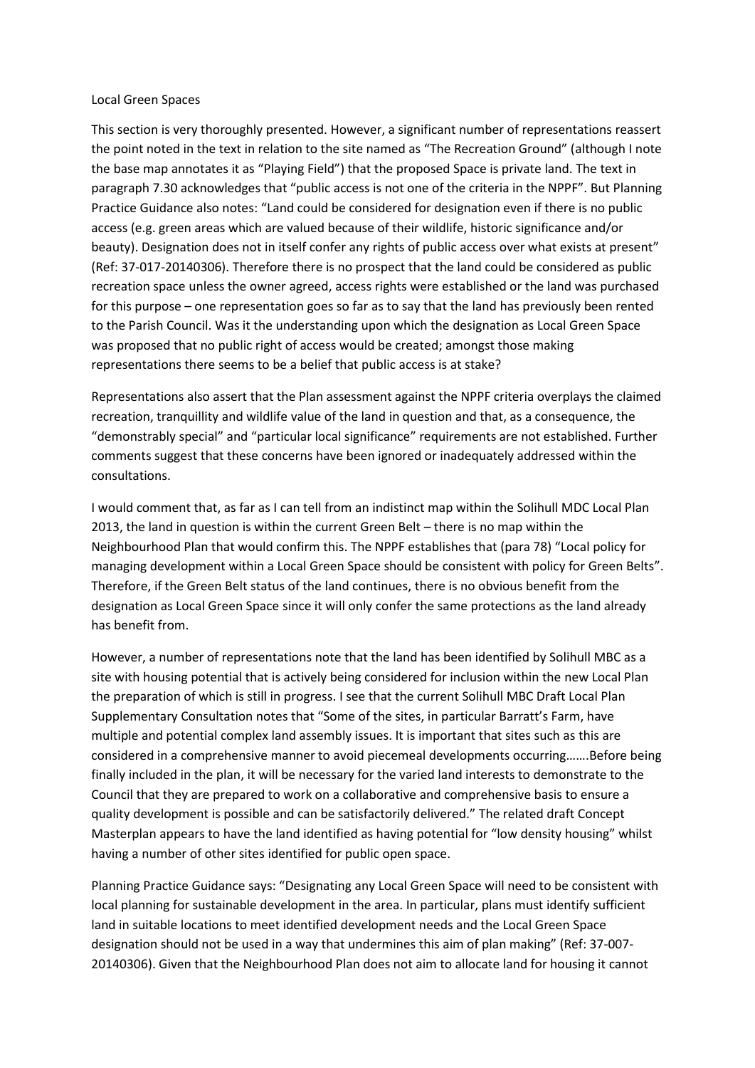Local Green Spaces

This section is very thoroughly presented. However, a significant number of representations reassert the point noted in the text in relation to the site named as "The Recreation Ground" (although I note the base map annotates it as "Playing Field") that the proposed Space is private land. The text in paragraph 7.30 acknowledges that "public access is not one of the criteria in the NPPF". But Planning Practice Guidance also notes: "Land could be considered for designation even if there is no public access (e.g. green areas which are valued because of their wildlife, historic significance and/or beauty). Designation does not in itself confer any rights of public access over what exists at present" (Ref: 37-017-20140306). Therefore there is no prospect that the land could be considered as public recreation space unless the owner agreed, access rights were established or the land was purchased for this purpose – one representation goes so far as to say that the land has previously been rented to the Parish Council. Was it the understanding upon which the designation as Local Green Space was proposed that no public right of access would be created; amongst those making representations there seems to be a belief that public access is at stake?

Representations also assert that the Plan assessment against the NPPF criteria overplays the claimed recreation, tranquillity and wildlife value of the land in question and that, as a consequence, the "demonstrably special" and "particular local significance" requirements are not established. Further comments suggest that these concerns have been ignored or inadequately addressed within the consultations.

I would comment that, as far as I can tell from an indistinct map within the Solihull MDC Local Plan 2013, the land in question is within the current Green Belt – there is no map within the Neighbourhood Plan that would confirm this. The NPPF establishes that (para 78) "Local policy for managing development within a Local Green Space should be consistent with policy for Green Belts". Therefore, if the Green Belt status of the land continues, there is no obvious benefit from the designation as Local Green Space since it will only confer the same protections as the land already has benefit from.

However, a number of representations note that the land has been identified by Solihull MBC as a site with housing potential that is actively being considered for inclusion within the new Local Plan the preparation of which is still in progress. I see that the current Solihull MBC Draft Local Plan Supplementary Consultation notes that "Some of the sites, in particular Barratt's Farm, have multiple and potential complex land assembly issues. It is important that sites such as this are considered in a comprehensive manner to avoid piecemeal developments occurring…….Before being finally included in the plan, it will be necessary for the varied land interests to demonstrate to the Council that they are prepared to work on a collaborative and comprehensive basis to ensure a quality development is possible and can be satisfactorily delivered." The related draft Concept Masterplan appears to have the land identified as having potential for "low density housing" whilst having a number of other sites identified for public open space.

Planning Practice Guidance says: "Designating any Local Green Space will need to be consistent with local planning for sustainable development in the area. In particular, plans must identify sufficient land in suitable locations to meet identified development needs and the Local Green Space designation should not be used in a way that undermines this aim of plan making" (Ref: 37-007-20140306). Given that the Neighbourhood Plan does not aim to allocate land for housing it cannot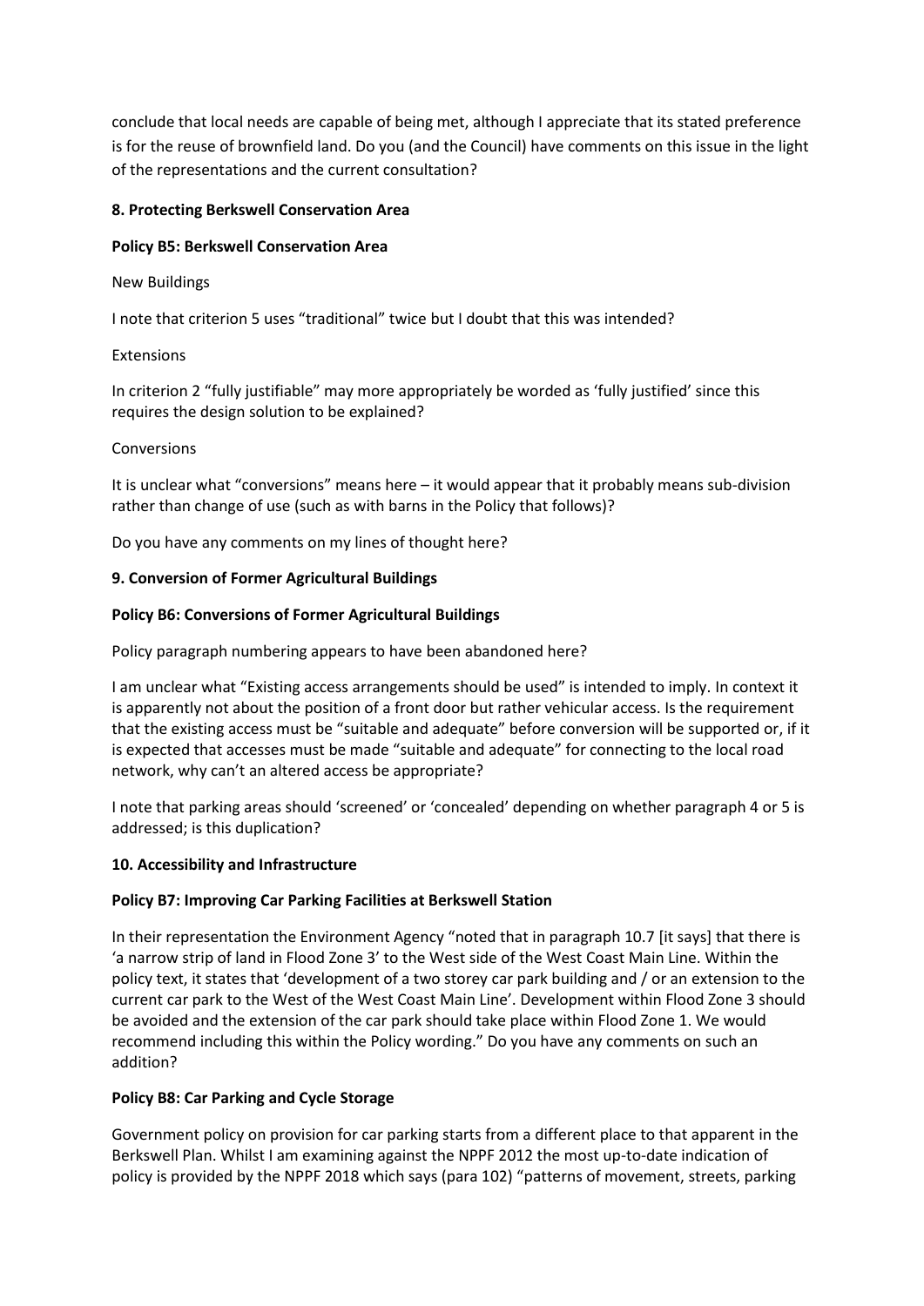conclude that local needs are capable of being met, although I appreciate that its stated preference is for the reuse of brownfield land. Do you (and the Council) have comments on this issue in the light of the representations and the current consultation?

**8. Protecting Berkswell Conservation Area**

**Policy B5: Berkswell Conservation Area**

New Buildings

I note that criterion 5 uses "traditional" twice but I doubt that this was intended?

Extensions

In criterion 2 "fully justifiable" may more appropriately be worded as 'fully justified' since this requires the design solution to be explained?

Conversions

It is unclear what "conversions" means here – it would appear that it probably means sub-division rather than change of use (such as with barns in the Policy that follows)?

Do you have any comments on my lines of thought here?

**9. Conversion of Former Agricultural Buildings**

**Policy B6: Conversions of Former Agricultural Buildings**

Policy paragraph numbering appears to have been abandoned here?

I am unclear what "Existing access arrangements should be used" is intended to imply. In context it is apparently not about the position of a front door but rather vehicular access. Is the requirement that the existing access must be "suitable and adequate" before conversion will be supported or, if it is expected that accesses must be made "suitable and adequate" for connecting to the local road network, why can't an altered access be appropriate?

I note that parking areas should 'screened' or 'concealed' depending on whether paragraph 4 or 5 is addressed; is this duplication?

**10. Accessibility and Infrastructure**

**Policy B7: Improving Car Parking Facilities at Berkswell Station**

In their representation the Environment Agency "noted that in paragraph 10.7 [it says] that there is 'a narrow strip of land in Flood Zone 3' to the West side of the West Coast Main Line. Within the policy text, it states that 'development of a two storey car park building and / or an extension to the current car park to the West of the West Coast Main Line'. Development within Flood Zone 3 should be avoided and the extension of the car park should take place within Flood Zone 1. We would recommend including this within the Policy wording." Do you have any comments on such an addition?

**Policy B8: Car Parking and Cycle Storage**

Government policy on provision for car parking starts from a different place to that apparent in the Berkswell Plan. Whilst I am examining against the NPPF 2012 the most up-to-date indication of policy is provided by the NPPF 2018 which says (para 102) "patterns of movement, streets, parking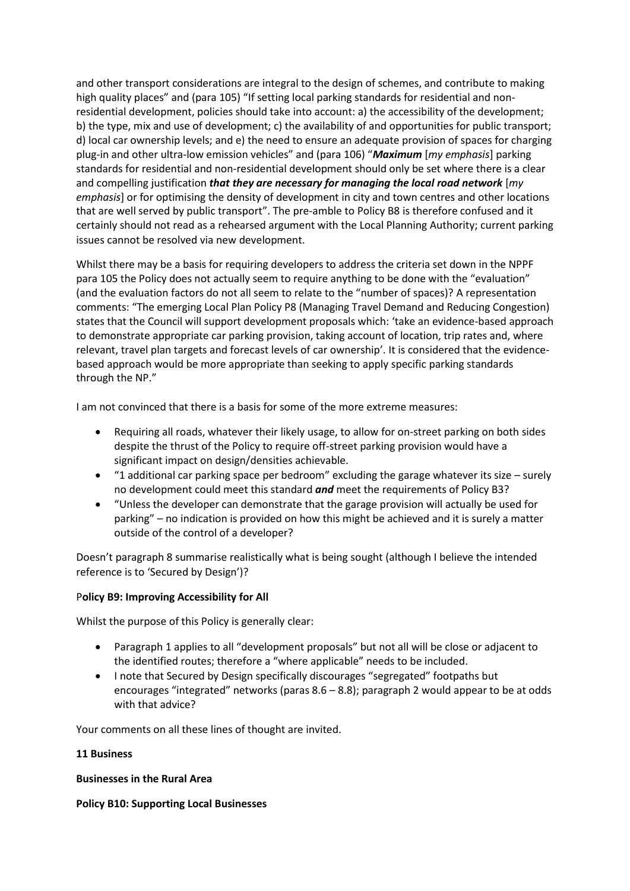and other transport considerations are integral to the design of schemes, and contribute to making high quality places" and (para 105) "If setting local parking standards for residential and non-residential development, policies should take into account: a) the accessibility of the development; b) the type, mix and use of development; c) the availability of and opportunities for public transport; d) local car ownership levels; and e) the need to ensure an adequate provision of spaces for charging plug-in and other ultra-low emission vehicles" and (para 106) "***Maximum*** [*my emphasis*] parking standards for residential and non-residential development should only be set where there is a clear and compelling justification ***that they are necessary for managing the local road network*** [*my emphasis*] or for optimising the density of development in city and town centres and other locations that are well served by public transport". The pre-amble to Policy B8 is therefore confused and it certainly should not read as a rehearsed argument with the Local Planning Authority; current parking issues cannot be resolved via new development.

Whilst there may be a basis for requiring developers to address the criteria set down in the NPPF para 105 the Policy does not actually seem to require anything to be done with the "evaluation" (and the evaluation factors do not all seem to relate to the "number of spaces)? A representation comments: "The emerging Local Plan Policy P8 (Managing Travel Demand and Reducing Congestion) states that the Council will support development proposals which: 'take an evidence-based approach to demonstrate appropriate car parking provision, taking account of location, trip rates and, where relevant, travel plan targets and forecast levels of car ownership'. It is considered that the evidence-based approach would be more appropriate than seeking to apply specific parking standards through the NP."

I am not convinced that there is a basis for some of the more extreme measures:

- Requiring all roads, whatever their likely usage, to allow for on-street parking on both sides despite the thrust of the Policy to require off-street parking provision would have a significant impact on design/densities achievable.
- "1 additional car parking space per bedroom" excluding the garage whatever its size – surely no development could meet this standard ***and*** meet the requirements of Policy B3?
- "Unless the developer can demonstrate that the garage provision will actually be used for parking" – no indication is provided on how this might be achieved and it is surely a matter outside of the control of a developer?

Doesn't paragraph 8 summarise realistically what is being sought (although I believe the intended reference is to 'Secured by Design')?

**Policy B9: Improving Accessibility for All**

Whilst the purpose of this Policy is generally clear:

- Paragraph 1 applies to all "development proposals" but not all will be close or adjacent to the identified routes; therefore a "where applicable" needs to be included.
- I note that Secured by Design specifically discourages "segregated" footpaths but encourages "integrated" networks (paras 8.6 – 8.8); paragraph 2 would appear to be at odds with that advice?

Your comments on all these lines of thought are invited.

**11 Business**

**Businesses in the Rural Area**

**Policy B10: Supporting Local Businesses**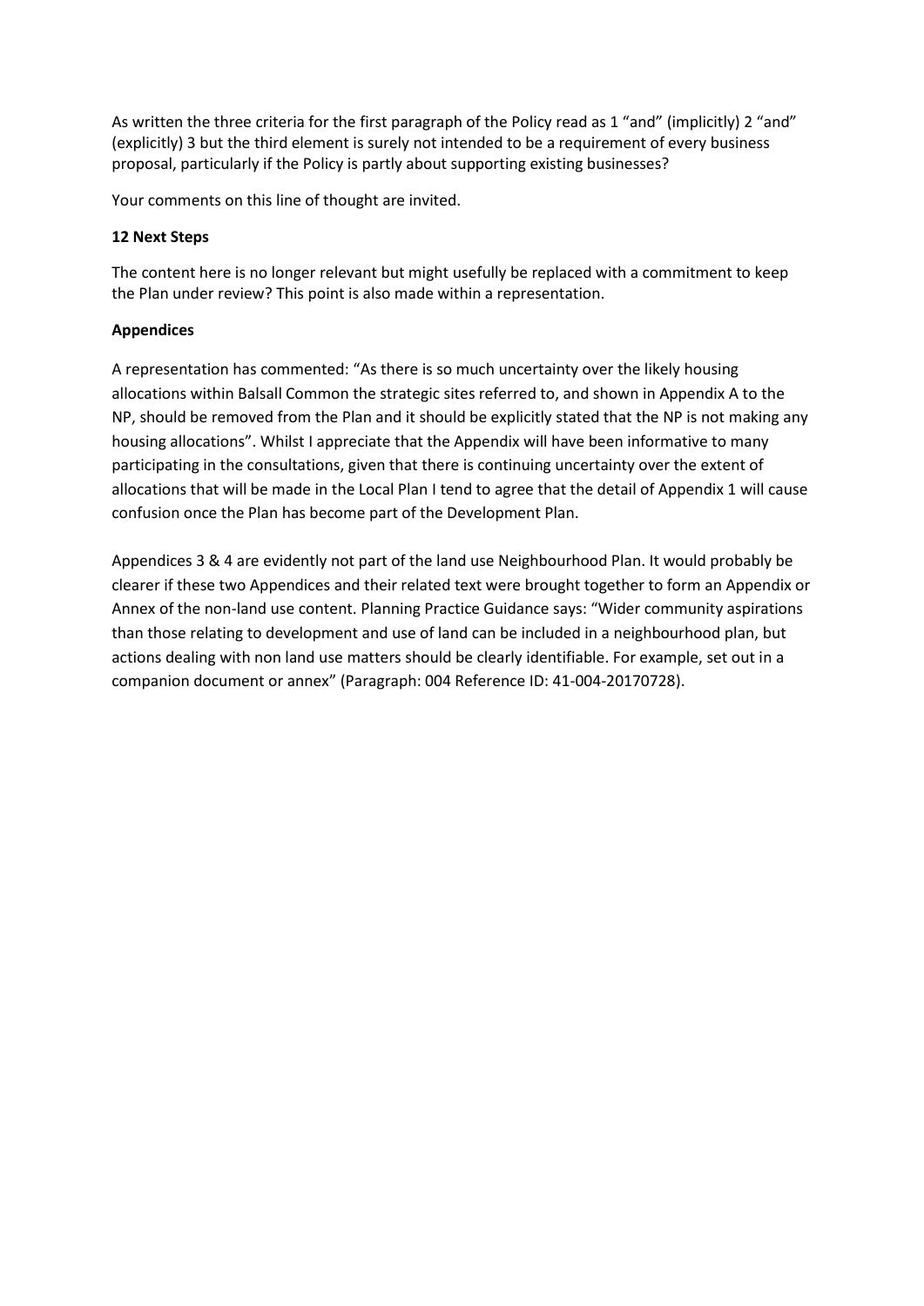As written the three criteria for the first paragraph of the Policy read as 1 "and" (implicitly) 2 "and" (explicitly) 3 but the third element is surely not intended to be a requirement of every business proposal, particularly if the Policy is partly about supporting existing businesses?

Your comments on this line of thought are invited.

**12 Next Steps**

The content here is no longer relevant but might usefully be replaced with a commitment to keep the Plan under review? This point is also made within a representation.

**Appendices**

A representation has commented: "As there is so much uncertainty over the likely housing allocations within Balsall Common the strategic sites referred to, and shown in Appendix A to the NP, should be removed from the Plan and it should be explicitly stated that the NP is not making any housing allocations". Whilst I appreciate that the Appendix will have been informative to many participating in the consultations, given that there is continuing uncertainty over the extent of allocations that will be made in the Local Plan I tend to agree that the detail of Appendix 1 will cause confusion once the Plan has become part of the Development Plan.

Appendices 3 & 4 are evidently not part of the land use Neighbourhood Plan. It would probably be clearer if these two Appendices and their related text were brought together to form an Appendix or Annex of the non-land use content. Planning Practice Guidance says: "Wider community aspirations than those relating to development and use of land can be included in a neighbourhood plan, but actions dealing with non land use matters should be clearly identifiable. For example, set out in a companion document or annex" (Paragraph: 004 Reference ID: 41-004-20170728).